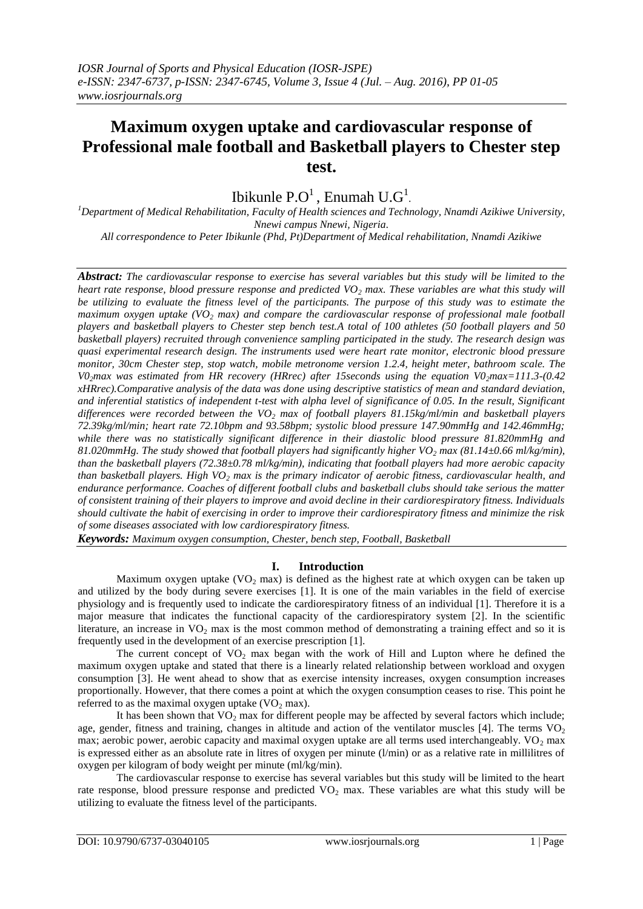# Maximum oxygen uptake and cardiovascular response of Professional male football and Basketball players to Chester step test.

Ibikunle P.O[1] , Enumah U.G[1].

[1]*Department of Medical Rehabilitation, Faculty of Health sciences and Technology, Nnamdi Azikiwe University, Nnewi campus Nnewi, Nigeria.*

*All correspondence to Peter Ibikunle (Phd, Pt)Department of Medical rehabilitation, Nnamdi Azikiwe*

***Abstract:*** *The cardiovascular response to exercise has several variables but this study will be limited to the heart rate response, blood pressure response and predicted $VO_2$ max. These variables are what this study will be utilizing to evaluate the fitness level of the participants. The purpose of this study was to estimate the maximum oxygen uptake ($VO_2$ max) and compare the cardiovascular response of professional male football players and basketball players to Chester step bench test.A total of 100 athletes (50 football players and 50 basketball players) recruited through convenience sampling participated in the study. The research design was quasi experimental research design. The instruments used were heart rate monitor, electronic blood pressure monitor, 30cm Chester step, stop watch, mobile metronome version 1.2.4, height meter, bathroom scale. The $V0_2$max was estimated from HR recovery (HRrec) after 15seconds using the equation $V0_2max=111.3-(0.42 xHRrec)$.Comparative analysis of the data was done using descriptive statistics of mean and standard deviation, and inferential statistics of independent t-test with alpha level of significance of 0.05. In the result, Significant differences were recorded between the $VO_2$ max of football players 81.15kg/ml/min and basketball players 72.39kg/ml/min; heart rate 72.10bpm and 93.58bpm; systolic blood pressure 147.90mmHg and 142.46mmHg; while there was no statistically significant difference in their diastolic blood pressure 81.820mmHg and 81.020mmHg. The study showed that football players had significantly higher $VO_2$ max (81.14±0.66 ml/kg/min), than the basketball players (72.38±0.78 ml/kg/min), indicating that football players had more aerobic capacity than basketball players. High $VO_2$ max is the primary indicator of aerobic fitness, cardiovascular health, and endurance performance. Coaches of different football clubs and basketball clubs should take serious the matter of consistent training of their players to improve and avoid decline in their cardiorespiratory fitness. Individuals should cultivate the habit of exercising in order to improve their cardiorespiratory fitness and minimize the risk of some diseases associated with low cardiorespiratory fitness.*

***Keywords:*** *Maximum oxygen consumption, Chester, bench step, Football, Basketball*

## I. Introduction

Maximum oxygen uptake ($VO_2$ max) is defined as the highest rate at which oxygen can be taken up and utilized by the body during severe exercises [1]. It is one of the main variables in the field of exercise physiology and is frequently used to indicate the cardiorespiratory fitness of an individual [1]. Therefore it is a major measure that indicates the functional capacity of the cardiorespiratory system [2]. In the scientific literature, an increase in $VO_2$ max is the most common method of demonstrating a training effect and so it is frequently used in the development of an exercise prescription [1].

The current concept of $VO_2$ max began with the work of Hill and Lupton where he defined the maximum oxygen uptake and stated that there is a linearly related relationship between workload and oxygen consumption [3]. He went ahead to show that as exercise intensity increases, oxygen consumption increases proportionally. However, that there comes a point at which the oxygen consumption ceases to rise. This point he referred to as the maximal oxygen uptake ($VO_2$ max).

It has been shown that $VO_2$ max for different people may be affected by several factors which include; age, gender, fitness and training, changes in altitude and action of the ventilator muscles [4]. The terms $VO_2$ max; aerobic power, aerobic capacity and maximal oxygen uptake are all terms used interchangeably. $VO_2$ max is expressed either as an absolute rate in litres of oxygen per minute (l/min) or as a relative rate in millilitres of oxygen per kilogram of body weight per minute (ml/kg/min).

The cardiovascular response to exercise has several variables but this study will be limited to the heart rate response, blood pressure response and predicted $VO_2$ max. These variables are what this study will be utilizing to evaluate the fitness level of the participants.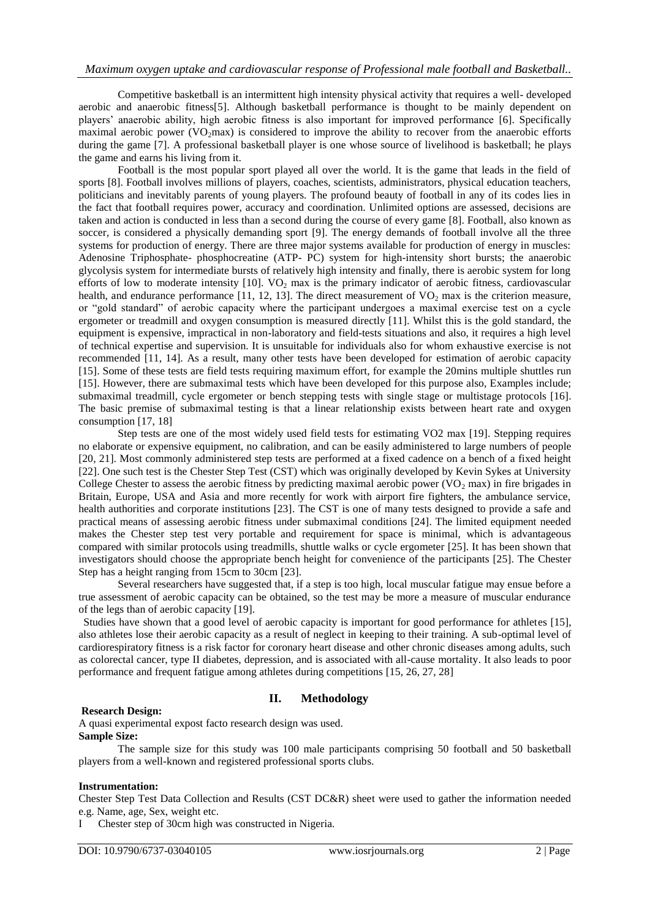Competitive basketball is an intermittent high intensity physical activity that requires a well- developed aerobic and anaerobic fitness[5]. Although basketball performance is thought to be mainly dependent on players' anaerobic ability, high aerobic fitness is also important for improved performance [6]. Specifically maximal aerobic power ($VO_2$max) is considered to improve the ability to recover from the anaerobic efforts during the game [7]. A professional basketball player is one whose source of livelihood is basketball; he plays the game and earns his living from it.

Football is the most popular sport played all over the world. It is the game that leads in the field of sports [8]. Football involves millions of players, coaches, scientists, administrators, physical education teachers, politicians and inevitably parents of young players. The profound beauty of football in any of its codes lies in the fact that football requires power, accuracy and coordination. Unlimited options are assessed, decisions are taken and action is conducted in less than a second during the course of every game [8]. Football, also known as soccer, is considered a physically demanding sport [9]. The energy demands of football involve all the three systems for production of energy. There are three major systems available for production of energy in muscles: Adenosine Triphosphate- phosphocreatine (ATP- PC) system for high-intensity short bursts; the anaerobic glycolysis system for intermediate bursts of relatively high intensity and finally, there is aerobic system for long efforts of low to moderate intensity [10]. $VO_2$ max is the primary indicator of aerobic fitness, cardiovascular health, and endurance performance [11, 12, 13]. The direct measurement of $VO_2$ max is the criterion measure, or "gold standard" of aerobic capacity where the participant undergoes a maximal exercise test on a cycle ergometer or treadmill and oxygen consumption is measured directly [11]. Whilst this is the gold standard, the equipment is expensive, impractical in non-laboratory and field-tests situations and also, it requires a high level of technical expertise and supervision. It is unsuitable for individuals also for whom exhaustive exercise is not recommended [11, 14]. As a result, many other tests have been developed for estimation of aerobic capacity [15]. Some of these tests are field tests requiring maximum effort, for example the 20mins multiple shuttles run [15]. However, there are submaximal tests which have been developed for this purpose also, Examples include; submaximal treadmill, cycle ergometer or bench stepping tests with single stage or multistage protocols [16]. The basic premise of submaximal testing is that a linear relationship exists between heart rate and oxygen consumption [17, 18]

Step tests are one of the most widely used field tests for estimating VO2 max [19]. Stepping requires no elaborate or expensive equipment, no calibration, and can be easily administered to large numbers of people [20, 21]. Most commonly administered step tests are performed at a fixed cadence on a bench of a fixed height [22]. One such test is the Chester Step Test (CST) which was originally developed by Kevin Sykes at University College Chester to assess the aerobic fitness by predicting maximal aerobic power ($VO_2$ max) in fire brigades in Britain, Europe, USA and Asia and more recently for work with airport fire fighters, the ambulance service, health authorities and corporate institutions [23]. The CST is one of many tests designed to provide a safe and practical means of assessing aerobic fitness under submaximal conditions [24]. The limited equipment needed makes the Chester step test very portable and requirement for space is minimal, which is advantageous compared with similar protocols using treadmills, shuttle walks or cycle ergometer [25]. It has been shown that investigators should choose the appropriate bench height for convenience of the participants [25]. The Chester Step has a height ranging from 15cm to 30cm [23].

Several researchers have suggested that, if a step is too high, local muscular fatigue may ensue before a true assessment of aerobic capacity can be obtained, so the test may be more a measure of muscular endurance of the legs than of aerobic capacity [19].

Studies have shown that a good level of aerobic capacity is important for good performance for athletes [15], also athletes lose their aerobic capacity as a result of neglect in keeping to their training. A sub-optimal level of cardiorespiratory fitness is a risk factor for coronary heart disease and other chronic diseases among adults, such as colorectal cancer, type II diabetes, depression, and is associated with all-cause mortality. It also leads to poor performance and frequent fatigue among athletes during competitions [15, 26, 27, 28]

## II. Methodology

**Research Design:**

A quasi experimental expost facto research design was used.

**Sample Size:**

The sample size for this study was 100 male participants comprising 50 football and 50 basketball players from a well-known and registered professional sports clubs.

**Instrumentation:**

Chester Step Test Data Collection and Results (CST DC&R) sheet were used to gather the information needed e.g. Name, age, Sex, weight etc.

I Chester step of 30cm high was constructed in Nigeria.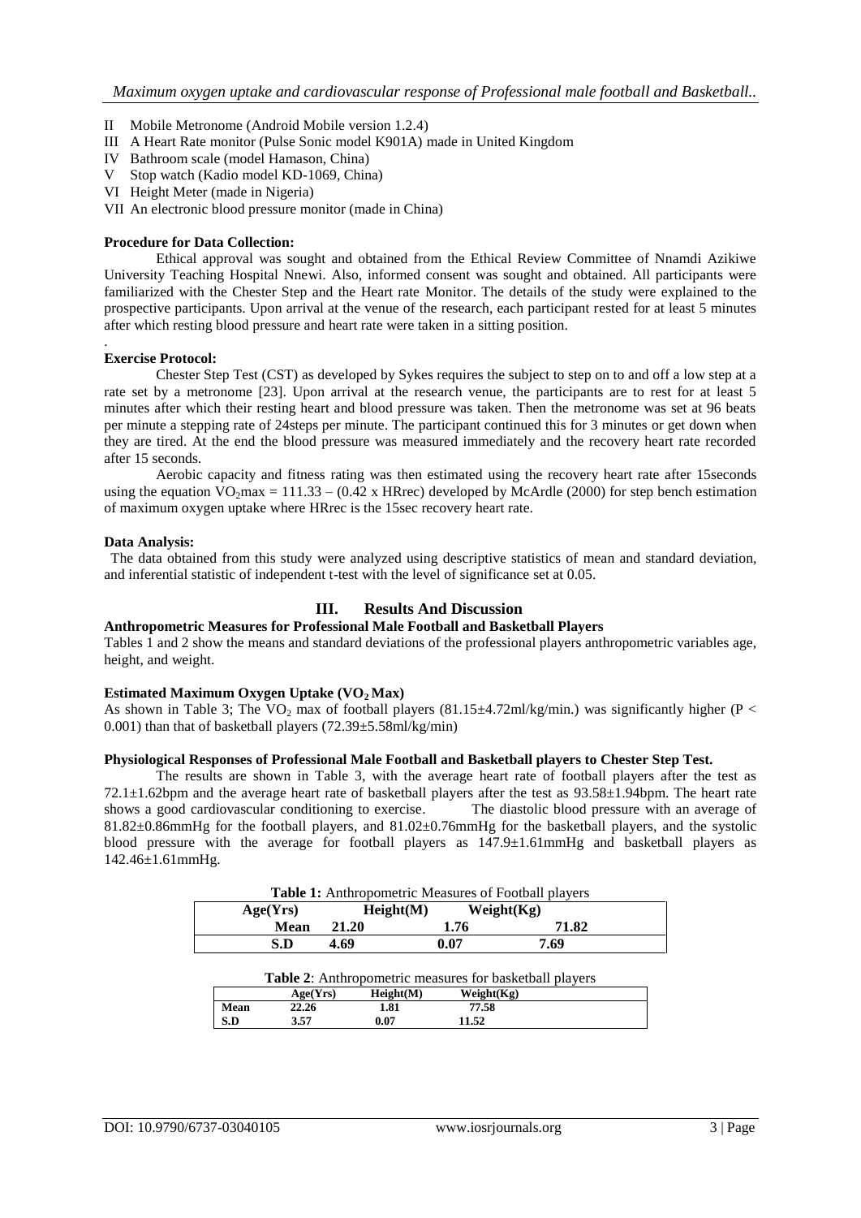II Mobile Metronome (Android Mobile version 1.2.4)
III A Heart Rate monitor (Pulse Sonic model K901A) made in United Kingdom
IV Bathroom scale (model Hamason, China)
V Stop watch (Kadio model KD-1069, China)
VI Height Meter (made in Nigeria)
VII An electronic blood pressure monitor (made in China)

**Procedure for Data Collection:**

Ethical approval was sought and obtained from the Ethical Review Committee of Nnamdi Azikiwe University Teaching Hospital Nnewi. Also, informed consent was sought and obtained. All participants were familiarized with the Chester Step and the Heart rate Monitor. The details of the study were explained to the prospective participants. Upon arrival at the venue of the research, each participant rested for at least 5 minutes after which resting blood pressure and heart rate were taken in a sitting position.

.

**Exercise Protocol:**

Chester Step Test (CST) as developed by Sykes requires the subject to step on to and off a low step at a rate set by a metronome [23]. Upon arrival at the research venue, the participants are to rest for at least 5 minutes after which their resting heart and blood pressure was taken. Then the metronome was set at 96 beats per minute a stepping rate of 24steps per minute. The participant continued this for 3 minutes or get down when they are tired. At the end the blood pressure was measured immediately and the recovery heart rate recorded after 15 seconds.

Aerobic capacity and fitness rating was then estimated using the recovery heart rate after 15seconds using the equation $VO_2max = 111.33 - (0.42 \times HRrec)$ developed by McArdle (2000) for step bench estimation of maximum oxygen uptake where HRrec is the 15sec recovery heart rate.

**Data Analysis:**

The data obtained from this study were analyzed using descriptive statistics of mean and standard deviation, and inferential statistic of independent t-test with the level of significance set at 0.05.

## III. Results And Discussion

**Anthropometric Measures for Professional Male Football and Basketball Players**

Tables 1 and 2 show the means and standard deviations of the professional players anthropometric variables age, height, and weight.

**Estimated Maximum Oxygen Uptake ($VO_2$ Max)**

As shown in Table 3; The $VO_2$ max of football players (81.15±4.72ml/kg/min.) was significantly higher ($P < 0.001$) than that of basketball players (72.39±5.58ml/kg/min)

**Physiological Responses of Professional Male Football and Basketball players to Chester Step Test.**

The results are shown in Table 3, with the average heart rate of football players after the test as 72.1±1.62bpm and the average heart rate of basketball players after the test as 93.58±1.94bpm. The heart rate shows a good cardiovascular conditioning to exercise. The diastolic blood pressure with an average of 81.82±0.86mmHg for the football players, and 81.02±0.76mmHg for the basketball players, and the systolic blood pressure with the average for football players as 147.9±1.61mmHg and basketball players as 142.46±1.61mmHg.

**Table 1:** Anthropometric Measures of Football players

| | Age(Yrs) | Height(M) | Weight(Kg) |
|---|---|---|---|
| **Mean** | **21.20** | **1.76** | **71.82** |
| **S.D** | **4.69** | **0.07** | **7.69** |

**Table 2**: Anthropometric measures for basketball players

| | Age(Yrs) | Height(M) | Weight(Kg) |
|---|---|---|---|
| **Mean** | **22.26** | **1.81** | **77.58** |
| **S.D** | **3.57** | **0.07** | **11.52** |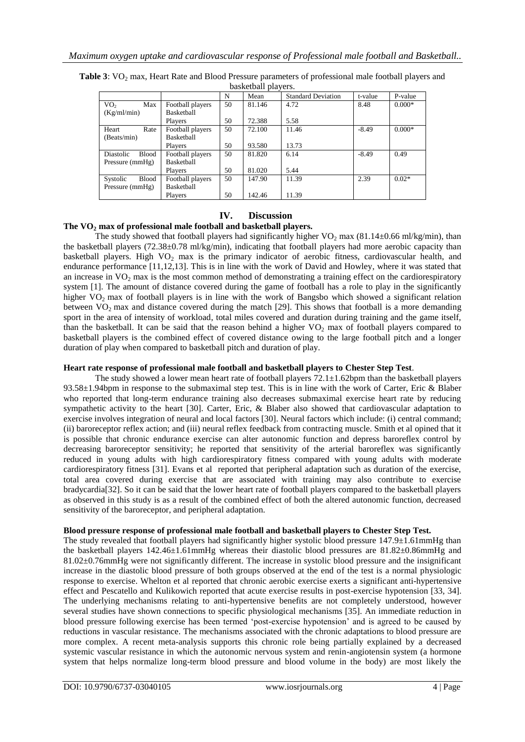**Table 3**: $VO_2$ max, Heart Rate and Blood Pressure parameters of professional male football players and basketball players.

| | | N | Mean | Standard Deviation | t-value | P-value |
|---|---|---|---|---|---|---|
| $VO_2$ Max (Kg/ml/min) | Football players | 50 | 81.146 | 4.72 | 8.48 | 0.000* |
| | Basketball Players | 50 | 72.388 | 5.58 | | |
| Heart Rate (Beats/min) | Football players | 50 | 72.100 | 11.46 | -8.49 | 0.000* |
| | Basketball Players | 50 | 93.580 | 13.73 | | |
| Diastolic Blood Pressure (mmHg) | Football players | 50 | 81.820 | 6.14 | -8.49 | 0.49 |
| | Basketball Players | 50 | 81.020 | 5.44 | | |
| Systolic Blood Pressure (mmHg) | Football players | 50 | 147.90 | 11.39 | 2.39 | 0.02* |
| | Basketball Players | 50 | 142.46 | 11.39 | | |

## IV. Discussion

### The $VO_2$ max of professional male football and basketball players.

The study showed that football players had significantly higher $VO_2$ max (81.14±0.66 ml/kg/min), than the basketball players (72.38±0.78 ml/kg/min), indicating that football players had more aerobic capacity than basketball players. High $VO_2$ max is the primary indicator of aerobic fitness, cardiovascular health, and endurance performance [11,12,13]. This is in line with the work of David and Howley, where it was stated that an increase in $VO_2$ max is the most common method of demonstrating a training effect on the cardiorespiratory system [1]. The amount of distance covered during the game of football has a role to play in the significantly higher $VO_2$ max of football players is in line with the work of Bangsbo which showed a significant relation between $VO_2$ max and distance covered during the match [29]. This shows that football is a more demanding sport in the area of intensity of workload, total miles covered and duration during training and the game itself, than the basketball. It can be said that the reason behind a higher $VO_2$ max of football players compared to basketball players is the combined effect of covered distance owing to the large football pitch and a longer duration of play when compared to basketball pitch and duration of play.

### Heart rate response of professional male football and basketball players to Chester Step Test.

The study showed a lower mean heart rate of football players 72.1±1.62bpm than the basketball players 93.58±1.94bpm in response to the submaximal step test. This is in line with the work of Carter, Eric & Blaber who reported that long-term endurance training also decreases submaximal exercise heart rate by reducing sympathetic activity to the heart [30]. Carter, Eric, & Blaber also showed that cardiovascular adaptation to exercise involves integration of neural and local factors [30]. Neural factors which include: (i) central command; (ii) baroreceptor reflex action; and (iii) neural reflex feedback from contracting muscle. Smith et al opined that it is possible that chronic endurance exercise can alter autonomic function and depress baroreflex control by decreasing baroreceptor sensitivity; he reported that sensitivity of the arterial baroreflex was significantly reduced in young adults with high cardiorespiratory fitness compared with young adults with moderate cardiorespiratory fitness [31]. Evans et al reported that peripheral adaptation such as duration of the exercise, total area covered during exercise that are associated with training may also contribute to exercise bradycardia[32]. So it can be said that the lower heart rate of football players compared to the basketball players as observed in this study is as a result of the combined effect of both the altered autonomic function, decreased sensitivity of the baroreceptor, and peripheral adaptation.

### Blood pressure response of professional male football and basketball players to Chester Step Test.

The study revealed that football players had significantly higher systolic blood pressure 147.9±1.61mmHg than the basketball players 142.46±1.61mmHg whereas their diastolic blood pressures are 81.82±0.86mmHg and 81.02±0.76mmHg were not significantly different. The increase in systolic blood pressure and the insignificant increase in the diastolic blood pressure of both groups observed at the end of the test is a normal physiologic response to exercise. Whelton et al reported that chronic aerobic exercise exerts a significant anti-hypertensive effect and Pescatello and Kulikowich reported that acute exercise results in post-exercise hypotension [33, 34]. The underlying mechanisms relating to anti-hypertensive benefits are not completely understood, however several studies have shown connections to specific physiological mechanisms [35]. An immediate reduction in blood pressure following exercise has been termed 'post-exercise hypotension' and is agreed to be caused by reductions in vascular resistance. The mechanisms associated with the chronic adaptations to blood pressure are more complex. A recent meta-analysis supports this chronic role being partially explained by a decreased systemic vascular resistance in which the autonomic nervous system and renin-angiotensin system (a hormone system that helps normalize long-term blood pressure and blood volume in the body) are most likely the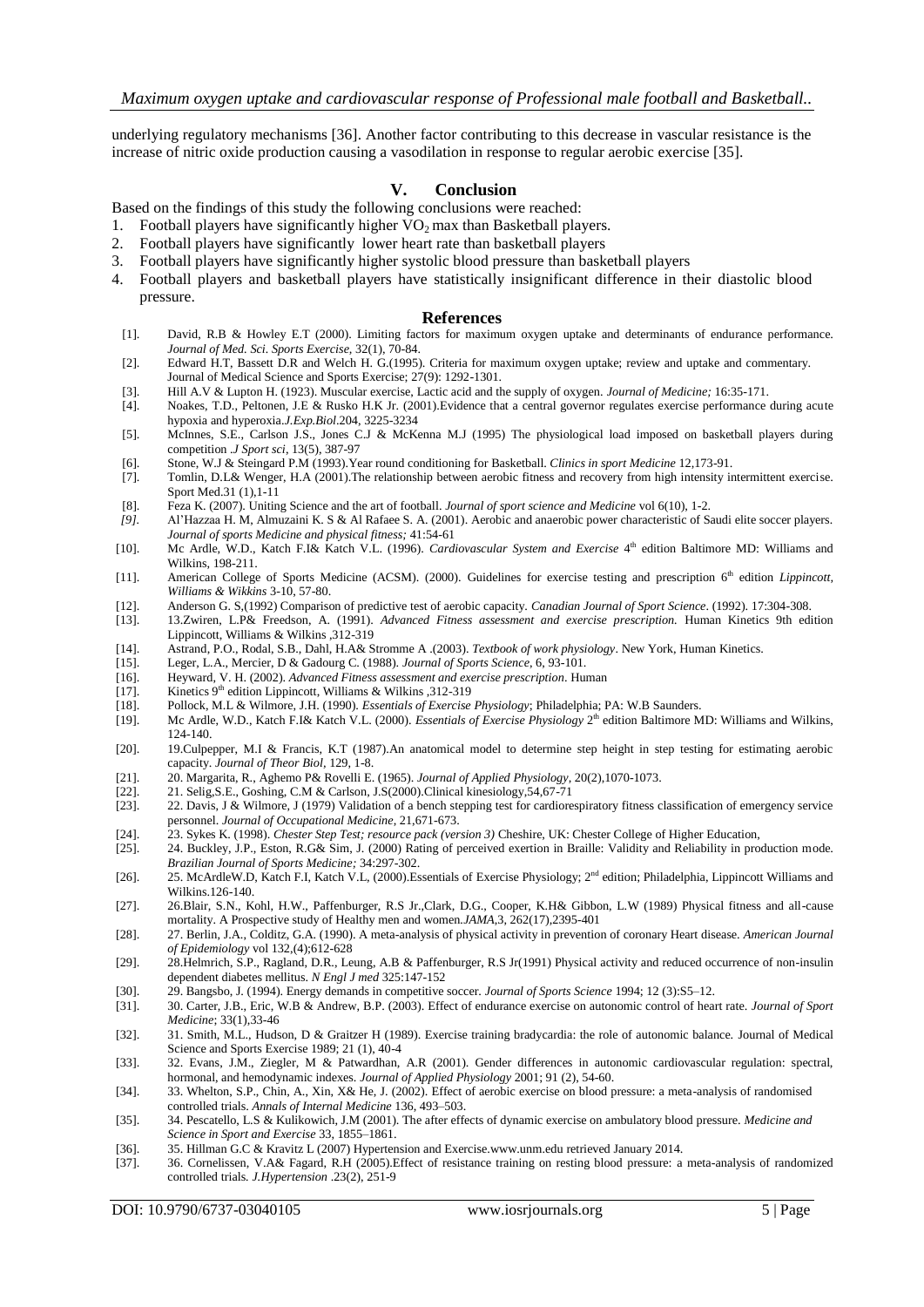underlying regulatory mechanisms [36]. Another factor contributing to this decrease in vascular resistance is the increase of nitric oxide production causing a vasodilation in response to regular aerobic exercise [35].

## V. Conclusion

Based on the findings of this study the following conclusions were reached:

1. Football players have significantly higher $VO_2$ max than Basketball players.
2. Football players have significantly lower heart rate than basketball players
3. Football players have significantly higher systolic blood pressure than basketball players
4. Football players and basketball players have statistically insignificant difference in their diastolic blood pressure.

## References

[1]. David, R.B & Howley E.T (2000). Limiting factors for maximum oxygen uptake and determinants of endurance performance. *Journal of Med. Sci. Sports Exercise*, 32(1), 70-84.

[2]. Edward H.T, Bassett D.R and Welch H. G.(1995). Criteria for maximum oxygen uptake; review and uptake and commentary. Journal of Medical Science and Sports Exercise; 27(9): 1292-1301.

[3]. Hill A.V & Lupton H. (1923). Muscular exercise, Lactic acid and the supply of oxygen. *Journal of Medicine;* 16:35-171.

[4]. Noakes, T.D., Peltonen, J.E & Rusko H.K Jr. (2001).Evidence that a central governor regulates exercise performance during acute hypoxia and hyperoxia.*J.Exp.Biol.*204, 3225-3234

[5]. McInnes, S.E., Carlson J.S., Jones C.J & McKenna M.J (1995) The physiological load imposed on basketball players during competition .*J Sport sci*, 13(5), 387-97

[6]. Stone, W.J & Steingard P.M (1993).Year round conditioning for Basketball. *Clinics in sport Medicine* 12,173-91.

[7]. Tomlin, D.L& Wenger, H.A (2001).The relationship between aerobic fitness and recovery from high intensity intermittent exercise. Sport Med.31 (1),1-11

[8]. Feza K. (2007). Uniting Science and the art of football. *Journal of sport science and Medicine* vol 6(10), 1-2.

*[9].* Al'Hazzaa H. M, Almuzaini K. S & Al Rafaee S. A. (2001). Aerobic and anaerobic power characteristic of Saudi elite soccer players. *Journal of sports Medicine and physical fitness;* 41:54-61

[10]. Mc Ardle, W.D., Katch F.I& Katch V.L. (1996). *Cardiovascular System and Exercise* 4th edition Baltimore MD: Williams and Wilkins, 198-211.

[11]. American College of Sports Medicine (ACSM). (2000). Guidelines for exercise testing and prescription 6th edition *Lippincott, Williams & Wikkins* 3-10, 57-80.

[12]. Anderson G. S,(1992) Comparison of predictive test of aerobic capacity. *Canadian Journal of Sport Science*. (1992). 17:304-308.

[13]. 13.Zwiren, L.P& Freedson, A. (1991). *Advanced Fitness assessment and exercise prescription.* Human Kinetics 9th edition Lippincott, Williams & Wilkins ,312-319

[14]. Astrand, P.O., Rodal, S.B., Dahl, H.A& Stromme A .(2003). *Textbook of work physiology*. New York, Human Kinetics.

[15]. Leger, L.A., Mercier, D & Gadourg C. (1988). *Journal of Sports Science*, 6, 93-101.

[16]. Heyward, V. H. (2002). *Advanced Fitness assessment and exercise prescription*. Human

[17]. Kinetics 9th edition Lippincott, Williams & Wilkins ,312-319

[18]. Pollock, M.L & Wilmore, J.H. (1990). *Essentials of Exercise Physiology*; Philadelphia; PA: W.B Saunders.

[19]. Mc Ardle, W.D., Katch F.I& Katch V.L. (2000). *Essentials of Exercise Physiology* 2th edition Baltimore MD: Williams and Wilkins, 124-140.

[20]. 19.Culpepper, M.I & Francis, K.T (1987).An anatomical model to determine step height in step testing for estimating aerobic capacity. *Journal of Theor Biol*, 129, 1-8.

[21]. 20. Margarita, R., Aghemo P& Rovelli E. (1965). *Journal of Applied Physiology*, 20(2),1070-1073.

[22]. 21. Selig,S.E., Goshing, C.M & Carlson, J.S(2000).Clinical kinesiology,54,67-71

[23]. 22. Davis, J & Wilmore, J (1979) Validation of a bench stepping test for cardiorespiratory fitness classification of emergency service personnel. *Journal of Occupational Medicine*, 21,671-673.

[24]. 23. Sykes K. (1998). *Chester Step Test; resource pack (version 3)* Cheshire, UK: Chester College of Higher Education,

[25]. 24. Buckley, J.P., Eston, R.G& Sim, J. (2000) Rating of perceived exertion in Braille: Validity and Reliability in production mode. *Brazilian Journal of Sports Medicine;* 34:297-302.

[26]. 25. McArdleW.D, Katch F.I, Katch V.L, (2000).Essentials of Exercise Physiology; 2nd edition; Philadelphia, Lippincott Williams and Wilkins.126-140.

[27]. 26.Blair, S.N., Kohl, H.W., Paffenburger, R.S Jr.,Clark, D.G., Cooper, K.H& Gibbon, L.W (1989) Physical fitness and all-cause mortality. A Prospective study of Healthy men and women.*JAMA*,3, 262(17),2395-401

[28]. 27. Berlin, J.A., Colditz, G.A. (1990). A meta-analysis of physical activity in prevention of coronary Heart disease. *American Journal of Epidemiology* vol 132,(4);612-628

[29]. 28.Helmrich, S.P., Ragland, D.R., Leung, A.B & Paffenburger, R.S Jr(1991) Physical activity and reduced occurrence of non-insulin dependent diabetes mellitus. *N Engl J med* 325:147-152

[30]. 29. Bangsbo, J. (1994). Energy demands in competitive soccer. *Journal of Sports Science* 1994; 12 (3):S5–12.

[31]. 30. Carter, J.B., Eric, W.B & Andrew, B.P. (2003). Effect of endurance exercise on autonomic control of heart rate. *Journal of Sport Medicine*; 33(1),33-46

[32]. 31. Smith, M.L., Hudson, D & Graitzer H (1989). Exercise training bradycardia: the role of autonomic balance. Journal of Medical Science and Sports Exercise 1989; 21 (1), 40-4

[33]. 32. Evans, J.M., Ziegler, M & Patwardhan, A.R (2001). Gender differences in autonomic cardiovascular regulation: spectral, hormonal, and hemodynamic indexes. *Journal of Applied Physiology* 2001; 91 (2), 54-60.

[34]. 33. Whelton, S.P., Chin, A., Xin, X& He, J. (2002). Effect of aerobic exercise on blood pressure: a meta-analysis of randomised controlled trials. *Annals of Internal Medicine* 136, 493–503.

[35]. 34. Pescatello, L.S & Kulikowich, J.M (2001). The after effects of dynamic exercise on ambulatory blood pressure. *Medicine and Science in Sport and Exercise* 33, 1855–1861.

[36]. 35. Hillman G.C & Kravitz L (2007) Hypertension and Exercise.www.unm.edu retrieved January 2014.

[37]. 36. Cornelissen, V.A& Fagard, R.H (2005).Effect of resistance training on resting blood pressure: a meta-analysis of randomized controlled trials. *J.Hypertension* .23(2), 251-9